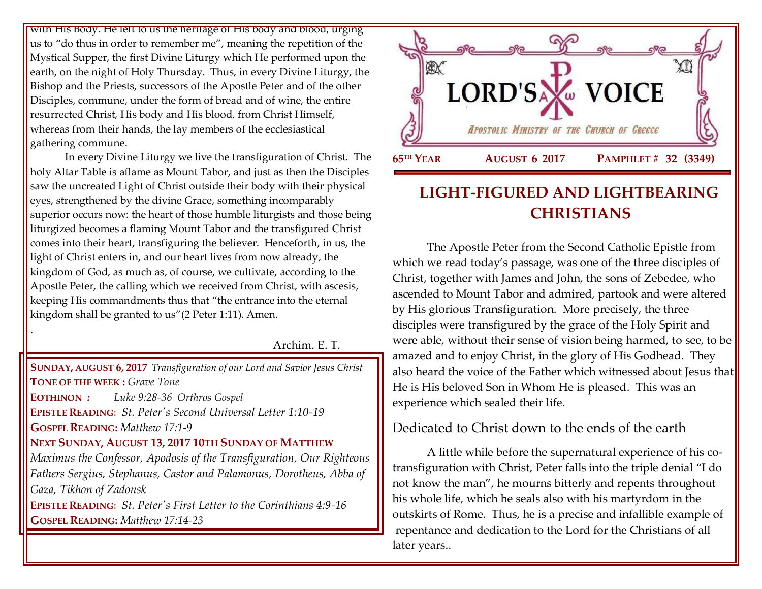with His Body. He left to us the heritage of His body and blood, urging us to "do thus in order to remember me", meaning the repetition of the Mystical Supper, the first Divine Liturgy which He performed upon the earth, on the night of Holy Thursday. Thus, in every Divine Liturgy, the Bishop and the Priests, successors of the Apostle Peter and of the other Disciples, commune, under the form of bread and of wine, the entire resurrected Christ, His body and His blood, from Christ Himself, whereas from their hands, the lay members of the ecclesiastical gathering commune.

In every Divine Liturgy we live the transfiguration of Christ. The holy Altar Table is aflame as Mount Tabor, and just as then the Disciples saw the uncreated Light of Christ outside their body with their physical eyes, strengthened by the divine Grace, something incomparably superior occurs now: the heart of those humble liturgists and those being liturgized becomes a flaming Mount Tabor and the transfigured Christ comes into their heart, transfiguring the believer. Henceforth, in us, the light of Christ enters in, and our heart lives from now already, the kingdom of God, as much as, of course, we cultivate, according to the Apostle Peter, the calling which we received from Christ, with ascesis, keeping His commandments thus that "the entrance into the eternal kingdom shall be granted to us"(2 Peter 1:11). Amen.

.

Archim. E. T.

**SUNDAY, AUGUST 6, 2017** *Transfiguration of our Lord and Savior Jesus Christ*
**TONE OF THE WEEK :** *Grave Tone*
**EOTHINON :** *Luke 9:28-36 Orthros Gospel*
**EPISTLE READING:** *St. Peter's Second Universal Letter 1:10-19*
**GOSPEL READING:** *Matthew 17:1-9*
**NEXT SUNDAY, AUGUST 13, 2017 10TH SUNDAY OF MATTHEW**
*Maximus the Confessor, Apodosis of the Transfiguration, Our Righteous Fathers Sergius, Stephanus, Castor and Palamonus, Dorotheus, Abba of Gaza, Tikhon of Zadonsk*
**EPISTLE READING:** *St. Peter's First Letter to the Corinthians 4:9-16*
**GOSPEL READING:** *Matthew 17:14-23*

# LORD'S VOICE

*Apostolic Ministry of the Church of Greece*

**65TH YEAR** **AUGUST 6 2017** **PAMPHLET # 32 (3349)**

## LIGHT-FIGURED AND LIGHTBEARING CHRISTIANS

The Apostle Peter from the Second Catholic Epistle from which we read today's passage, was one of the three disciples of Christ, together with James and John, the sons of Zebedee, who ascended to Mount Tabor and admired, partook and were altered by His glorious Transfiguration. More precisely, the three disciples were transfigured by the grace of the Holy Spirit and were able, without their sense of vision being harmed, to see, to be amazed and to enjoy Christ, in the glory of His Godhead. They also heard the voice of the Father which witnessed about Jesus that He is His beloved Son in Whom He is pleased. This was an experience which sealed their life.

### Dedicated to Christ down to the ends of the earth

A little while before the supernatural experience of his co-transfiguration with Christ, Peter falls into the triple denial "I do not know the man", he mourns bitterly and repents throughout his whole life, which he seals also with his martyrdom in the outskirts of Rome. Thus, he is a precise and infallible example of repentance and dedication to the Lord for the Christians of all later years..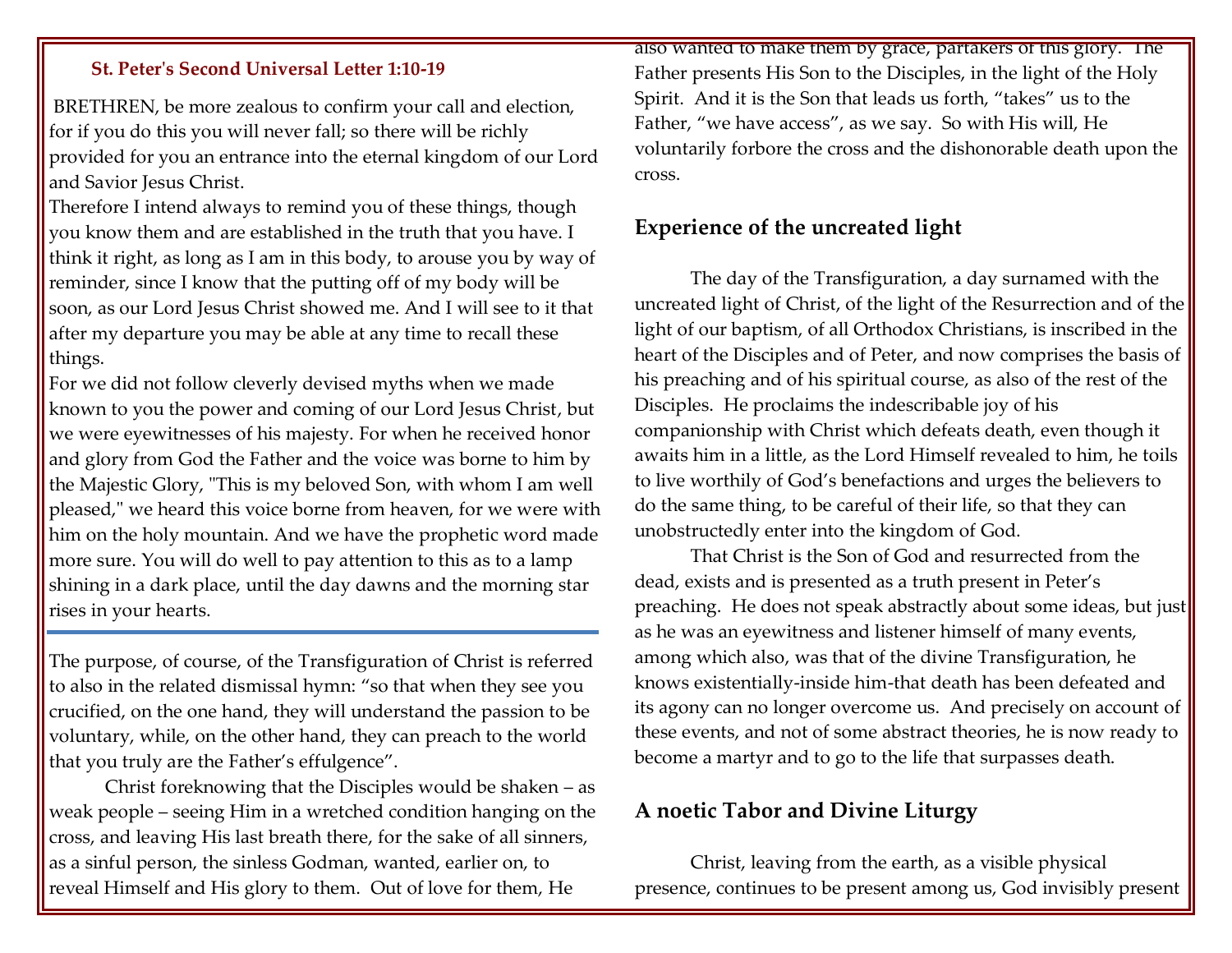### St. Peter's Second Universal Letter 1:10-19

BRETHREN, be more zealous to confirm your call and election, for if you do this you will never fall; so there will be richly provided for you an entrance into the eternal kingdom of our Lord and Savior Jesus Christ.
Therefore I intend always to remind you of these things, though you know them and are established in the truth that you have. I think it right, as long as I am in this body, to arouse you by way of reminder, since I know that the putting off of my body will be soon, as our Lord Jesus Christ showed me. And I will see to it that after my departure you may be able at any time to recall these things.
For we did not follow cleverly devised myths when we made known to you the power and coming of our Lord Jesus Christ, but we were eyewitnesses of his majesty. For when he received honor and glory from God the Father and the voice was borne to him by the Majestic Glory, "This is my beloved Son, with whom I am well pleased," we heard this voice borne from heaven, for we were with him on the holy mountain. And we have the prophetic word made more sure. You will do well to pay attention to this as to a lamp shining in a dark place, until the day dawns and the morning star rises in your hearts.

---

The purpose, of course, of the Transfiguration of Christ is referred to also in the related dismissal hymn: "so that when they see you crucified, on the one hand, they will understand the passion to be voluntary, while, on the other hand, they can preach to the world that you truly are the Father's effulgence".

Christ foreknowing that the Disciples would be shaken – as weak people – seeing Him in a wretched condition hanging on the cross, and leaving His last breath there, for the sake of all sinners, as a sinful person, the sinless Godman, wanted, earlier on, to reveal Himself and His glory to them. Out of love for them, He also wanted to make them by grace, partakers of this glory. The Father presents His Son to the Disciples, in the light of the Holy Spirit. And it is the Son that leads us forth, "takes" us to the Father, "we have access", as we say. So with His will, He voluntarily forbore the cross and the dishonorable death upon the cross.

## Experience of the uncreated light

The day of the Transfiguration, a day surnamed with the uncreated light of Christ, of the light of the Resurrection and of the light of our baptism, of all Orthodox Christians, is inscribed in the heart of the Disciples and of Peter, and now comprises the basis of his preaching and of his spiritual course, as also of the rest of the Disciples. He proclaims the indescribable joy of his companionship with Christ which defeats death, even though it awaits him in a little, as the Lord Himself revealed to him, he toils to live worthily of God's benefactions and urges the believers to do the same thing, to be careful of their life, so that they can unobstructedly enter into the kingdom of God.

That Christ is the Son of God and resurrected from the dead, exists and is presented as a truth present in Peter's preaching. He does not speak abstractly about some ideas, but just as he was an eyewitness and listener himself of many events, among which also, was that of the divine Transfiguration, he knows existentially-inside him-that death has been defeated and its agony can no longer overcome us. And precisely on account of these events, and not of some abstract theories, he is now ready to become a martyr and to go to the life that surpasses death.

## A noetic Tabor and Divine Liturgy

Christ, leaving from the earth, as a visible physical presence, continues to be present among us, God invisibly present